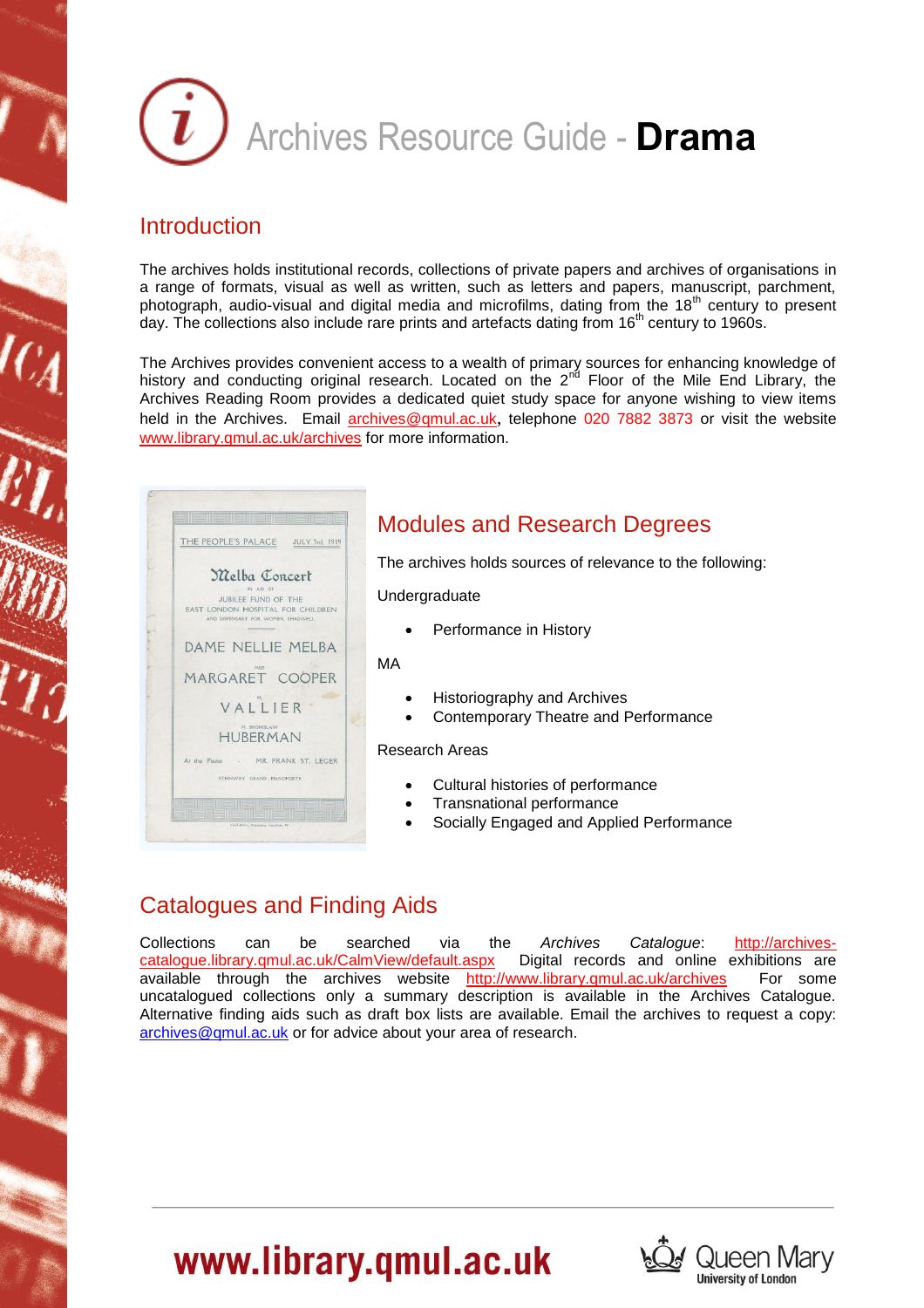# Archives Resource Guide - **Drama**

## Introduction

The archives holds institutional records, collections of private papers and archives of organisations in a range of formats, visual as well as written, such as letters and papers, manuscript, parchment, photograph, audio-visual and digital media and microfilms, dating from the 18th century to present day. The collections also include rare prints and artefacts dating from 16th century to 1960s.

The Archives provides convenient access to a wealth of primary sources for enhancing knowledge of history and conducting original research. Located on the 2nd Floor of the Mile End Library, the Archives Reading Room provides a dedicated quiet study space for anyone wishing to view items held in the Archives. Email archives@qmul.ac.uk, telephone 020 7882 3873 or visit the website www.library.qmul.ac.uk/archives for more information.

## Modules and Research Degrees

The archives holds sources of relevance to the following:

Undergraduate

- Performance in History

MA

- Historiography and Archives
- Contemporary Theatre and Performance

Research Areas

- Cultural histories of performance
- Transnational performance
- Socially Engaged and Applied Performance

## Catalogues and Finding Aids

Collections can be searched via the *Archives Catalogue*: http://archives-catalogue.library.qmul.ac.uk/CalmView/default.aspx Digital records and online exhibitions are available through the archives website http://www.library.qmul.ac.uk/archives For some uncatalogued collections only a summary description is available in the Archives Catalogue. Alternative finding aids such as draft box lists are available. Email the archives to request a copy: archives@qmul.ac.uk or for advice about your area of research.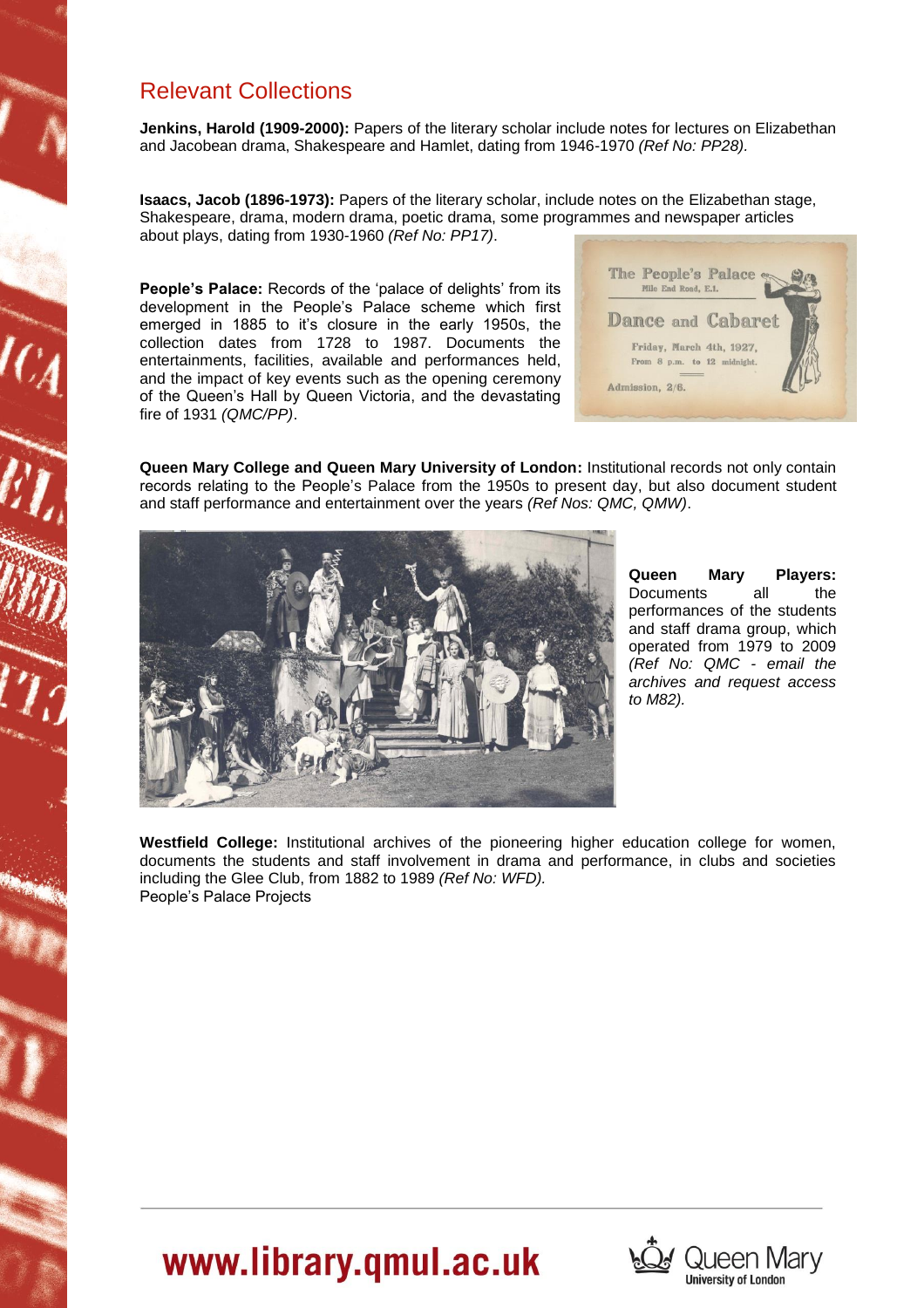## Relevant Collections

**Jenkins, Harold (1909-2000):** Papers of the literary scholar include notes for lectures on Elizabethan and Jacobean drama, Shakespeare and Hamlet, dating from 1946-1970 *(Ref No: PP28).*

**Isaacs, Jacob (1896-1973):** Papers of the literary scholar, include notes on the Elizabethan stage, Shakespeare, drama, modern drama, poetic drama, some programmes and newspaper articles about plays, dating from 1930-1960 *(Ref No: PP17)*.

**People's Palace:** Records of the 'palace of delights' from its development in the People's Palace scheme which first emerged in 1885 to it's closure in the early 1950s, the collection dates from 1728 to 1987. Documents the entertainments, facilities, available and performances held, and the impact of key events such as the opening ceremony of the Queen's Hall by Queen Victoria, and the devastating fire of 1931 *(QMC/PP)*.

**Queen Mary College and Queen Mary University of London:** Institutional records not only contain records relating to the People's Palace from the 1950s to present day, but also document student and staff performance and entertainment over the years *(Ref Nos: QMC, QMW)*.

**Queen Mary Players:** Documents all the performances of the students and staff drama group, which operated from 1979 to 2009 *(Ref No: QMC - email the archives and request access to M82).*

**Westfield College:** Institutional archives of the pioneering higher education college for women, documents the students and staff involvement in drama and performance, in clubs and societies including the Glee Club, from 1882 to 1989 *(Ref No: WFD).*
People's Palace Projects

www.library.qmul.ac.uk